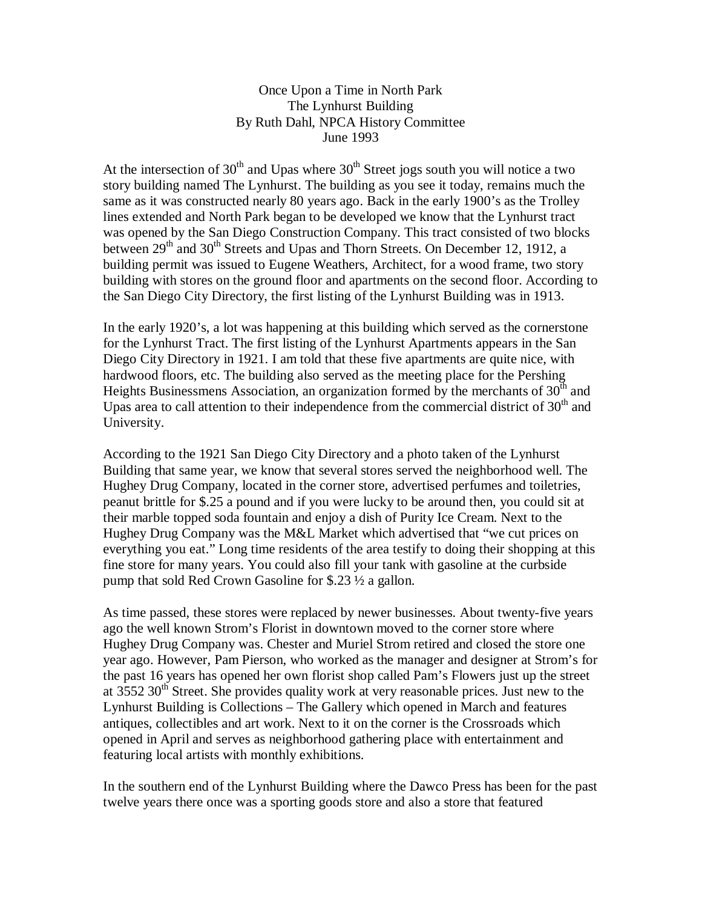# Once Upon a Time in North Park
## The Lynhurst Building
### By Ruth Dahl, NPCA History Committee
### June 1993

At the intersection of 30th and Upas where 30th Street jogs south you will notice a two story building named The Lynhurst. The building as you see it today, remains much the same as it was constructed nearly 80 years ago. Back in the early 1900's as the Trolley lines extended and North Park began to be developed we know that the Lynhurst tract was opened by the San Diego Construction Company. This tract consisted of two blocks between 29th and 30th Streets and Upas and Thorn Streets. On December 12, 1912, a building permit was issued to Eugene Weathers, Architect, for a wood frame, two story building with stores on the ground floor and apartments on the second floor. According to the San Diego City Directory, the first listing of the Lynhurst Building was in 1913.

In the early 1920's, a lot was happening at this building which served as the cornerstone for the Lynhurst Tract. The first listing of the Lynhurst Apartments appears in the San Diego City Directory in 1921. I am told that these five apartments are quite nice, with hardwood floors, etc. The building also served as the meeting place for the Pershing Heights Businessmens Association, an organization formed by the merchants of 30th and Upas area to call attention to their independence from the commercial district of 30th and University.

According to the 1921 San Diego City Directory and a photo taken of the Lynhurst Building that same year, we know that several stores served the neighborhood well. The Hughey Drug Company, located in the corner store, advertised perfumes and toiletries, peanut brittle for $.25 a pound and if you were lucky to be around then, you could sit at their marble topped soda fountain and enjoy a dish of Purity Ice Cream. Next to the Hughey Drug Company was the M&L Market which advertised that "we cut prices on everything you eat." Long time residents of the area testify to doing their shopping at this fine store for many years. You could also fill your tank with gasoline at the curbside pump that sold Red Crown Gasoline for $.23 ½ a gallon.

As time passed, these stores were replaced by newer businesses. About twenty-five years ago the well known Strom's Florist in downtown moved to the corner store where Hughey Drug Company was. Chester and Muriel Strom retired and closed the store one year ago. However, Pam Pierson, who worked as the manager and designer at Strom's for the past 16 years has opened her own florist shop called Pam's Flowers just up the street at 3552 30th Street. She provides quality work at very reasonable prices. Just new to the Lynhurst Building is Collections – The Gallery which opened in March and features antiques, collectibles and art work. Next to it on the corner is the Crossroads which opened in April and serves as neighborhood gathering place with entertainment and featuring local artists with monthly exhibitions.

In the southern end of the Lynhurst Building where the Dawco Press has been for the past twelve years there once was a sporting goods store and also a store that featured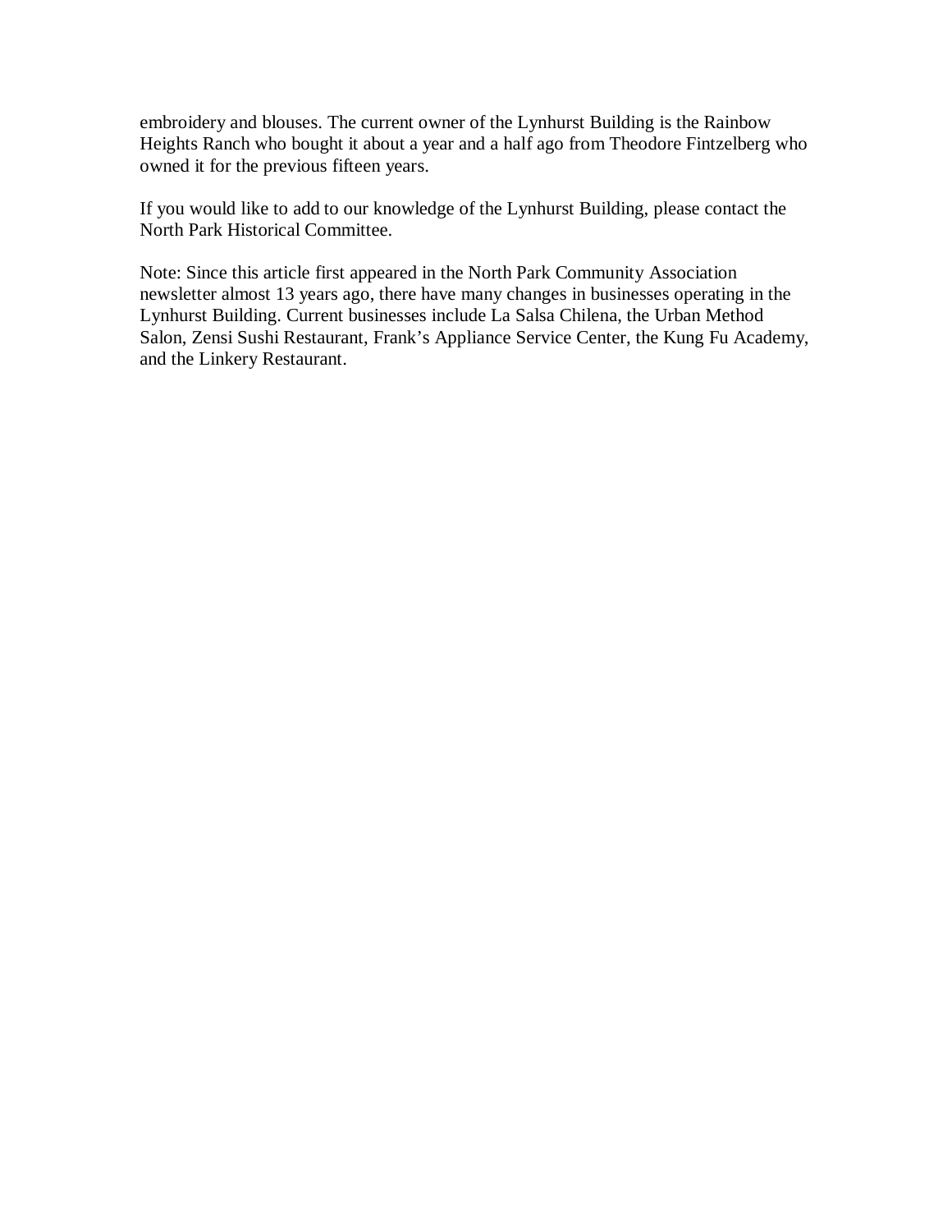embroidery and blouses. The current owner of the Lynhurst Building is the Rainbow Heights Ranch who bought it about a year and a half ago from Theodore Fintzelberg who owned it for the previous fifteen years.

If you would like to add to our knowledge of the Lynhurst Building, please contact the North Park Historical Committee.

Note: Since this article first appeared in the North Park Community Association newsletter almost 13 years ago, there have many changes in businesses operating in the Lynhurst Building. Current businesses include La Salsa Chilena, the Urban Method Salon, Zensi Sushi Restaurant, Frank's Appliance Service Center, the Kung Fu Academy, and the Linkery Restaurant.